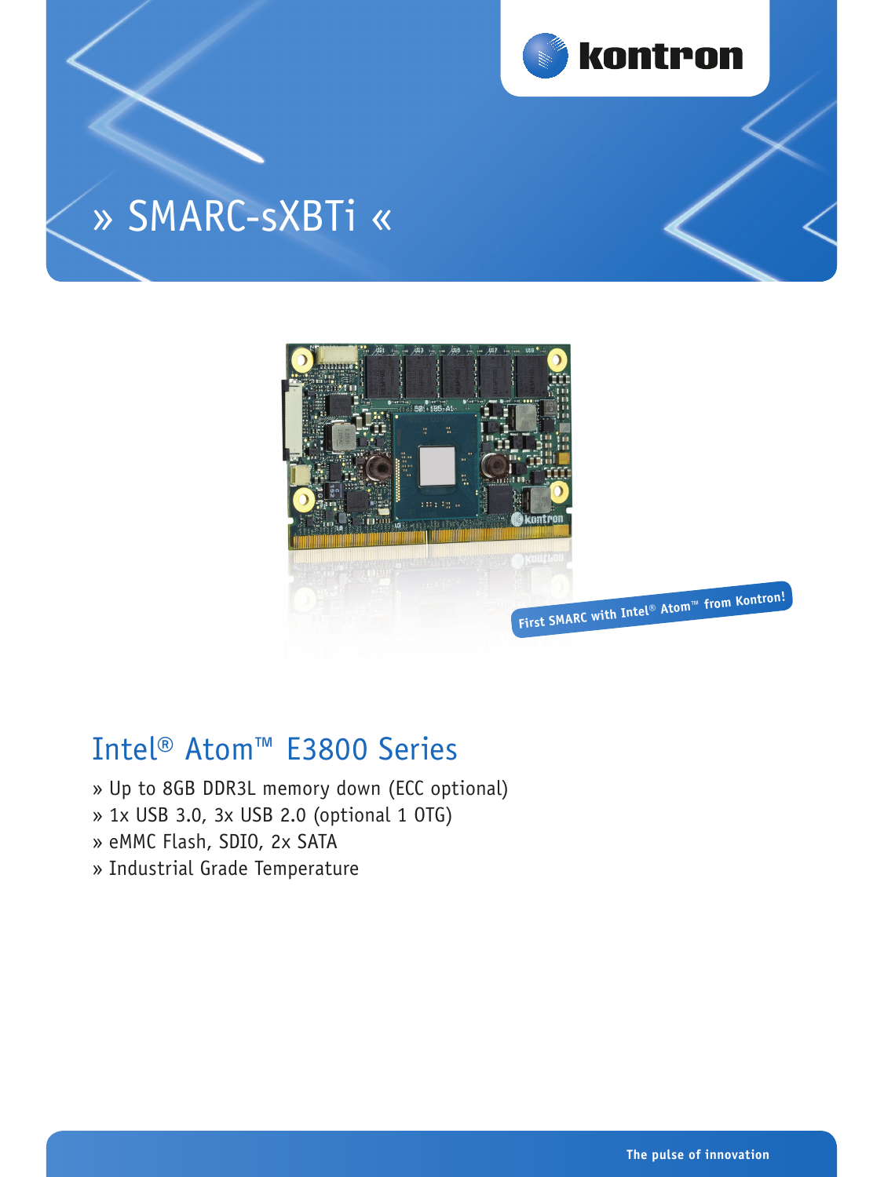# » SMARC-sXBTi «

First SMARC with Intel® Atom™ from Kontron!

## Intel® Atom™ E3800 Series

» Up to 8GB DDR3L memory down (ECC optional)
» 1x USB 3.0, 3x USB 2.0 (optional 1 OTG)
» eMMC Flash, SDIO, 2x SATA
» Industrial Grade Temperature

The pulse of innovation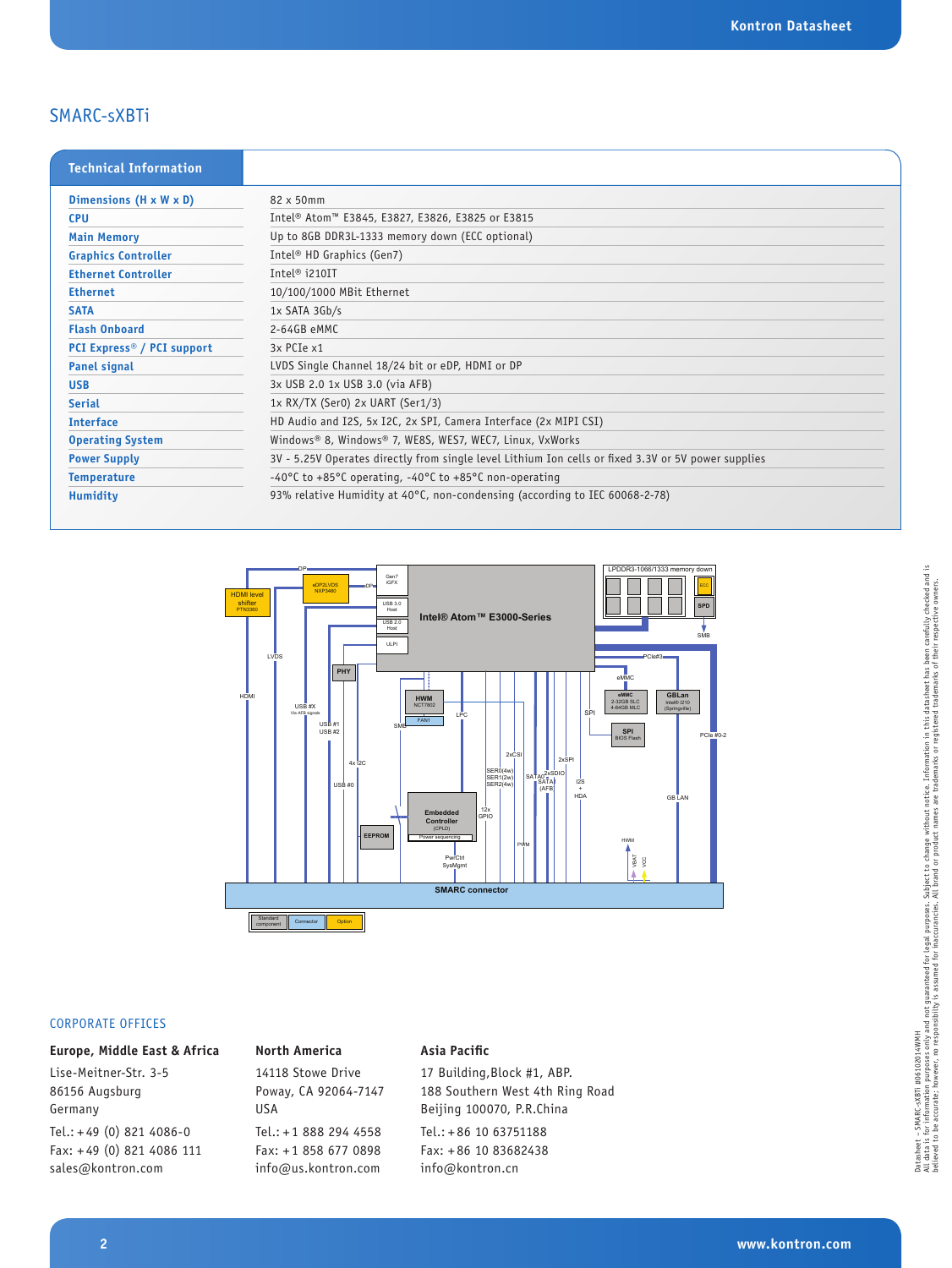## SMARC-sXBTi

| Technical Information | |
|---|---|
| Dimensions (H x W x D) | 82 x 50mm |
| CPU | Intel® Atom™ E3845, E3827, E3826, E3825 or E3815 |
| Main Memory | Up to 8GB DDR3L-1333 memory down (ECC optional) |
| Graphics Controller | Intel® HD Graphics (Gen7) |
| Ethernet Controller | Intel® i210IT |
| Ethernet | 10/100/1000 MBit Ethernet |
| SATA | 1x SATA 3Gb/s |
| Flash Onboard | 2-64GB eMMC |
| PCI Express® / PCI support | 3x PCIe x1 |
| Panel signal | LVDS Single Channel 18/24 bit or eDP, HDMI or DP |
| USB | 3x USB 2.0 1x USB 3.0 (via AFB) |
| Serial | 1x RX/TX (Ser0) 2x UART (Ser1/3) |
| Interface | HD Audio and I2S, 5x I2C, 2x SPI, Camera Interface (2x MIPI CSI) |
| Operating System | Windows® 8, Windows® 7, WE8S, WES7, WEC7, Linux, VxWorks |
| Power Supply | 3V - 5.25V Operates directly from single level Lithium Ion cells or fixed 3.3V or 5V power supplies |
| Temperature | -40°C to +85°C operating, -40°C to +85°C non-operating |
| Humidity | 93% relative Humidity at 40°C, non-condensing (according to IEC 60068-2-78) |

Intel® Atom™ E3000-Series
Gen7 iGFX
USB 3.0 Host
USB 2.0 Host
ULPI
LPDDR3-1066/1333 memory down
ECC
SPD
SMB
HDMI level shifter PTN3360
eDP2LVDS NXP3460
DP
LVDS
HDMI
USB #X Via AFB signals
USB #1 USB #2
USB #0
4x I2C
PHY
HWM NCT7802
FAN1
SMB
LPC
PCIe#3
eMMC
eMMC 2-32GB SLC 4-64GB MLC
GBLan Intel® i210 (Springville)
SPI
SPI BIOS Flash
PCIe #0-2
2xCSI
2xSPI
SER0(4w) SER1(2w) SER2(4w)
SATA0
2xSDIO
SATA (AFB)
I2S + HDA
GB LAN
12x GPIO
Embedded Controller (CPLD)
Power sequencing
EEPROM
PWM
PwrCtrl SysMgmt
HWM
VBAT
VCC
SMARC connector
Standard component
Connector
Option

### CORPORATE OFFICES

**Europe, Middle East & Africa**
Lise-Meitner-Str. 3-5
86156 Augsburg
Germany
Tel.: +49 (0) 821 4086-0
Fax: +49 (0) 821 4086 111
sales@kontron.com

**North America**
14118 Stowe Drive
Poway, CA 92064-7147
USA
Tel.: +1 888 294 4558
Fax: +1 858 677 0898
info@us.kontron.com

**Asia Pacific**
17 Building,Block #1, ABP.
188 Southern West 4th Ring Road
Beijing 100070, P.R.China
Tel.: +86 10 63751188
Fax: +86 10 83682438
info@kontron.cn

Datasheet – SMARC-sXBTi #06102014WMH
All data is for information purposes only and not guaranteed for legal purposes. Subject to change without notice. Information in this datasheet has been carefully checked and is believed to be accurate; however, no responsibility is assumed for inaccuracies. All brand or product names are trademarks or registered trademarks of their respective owners.